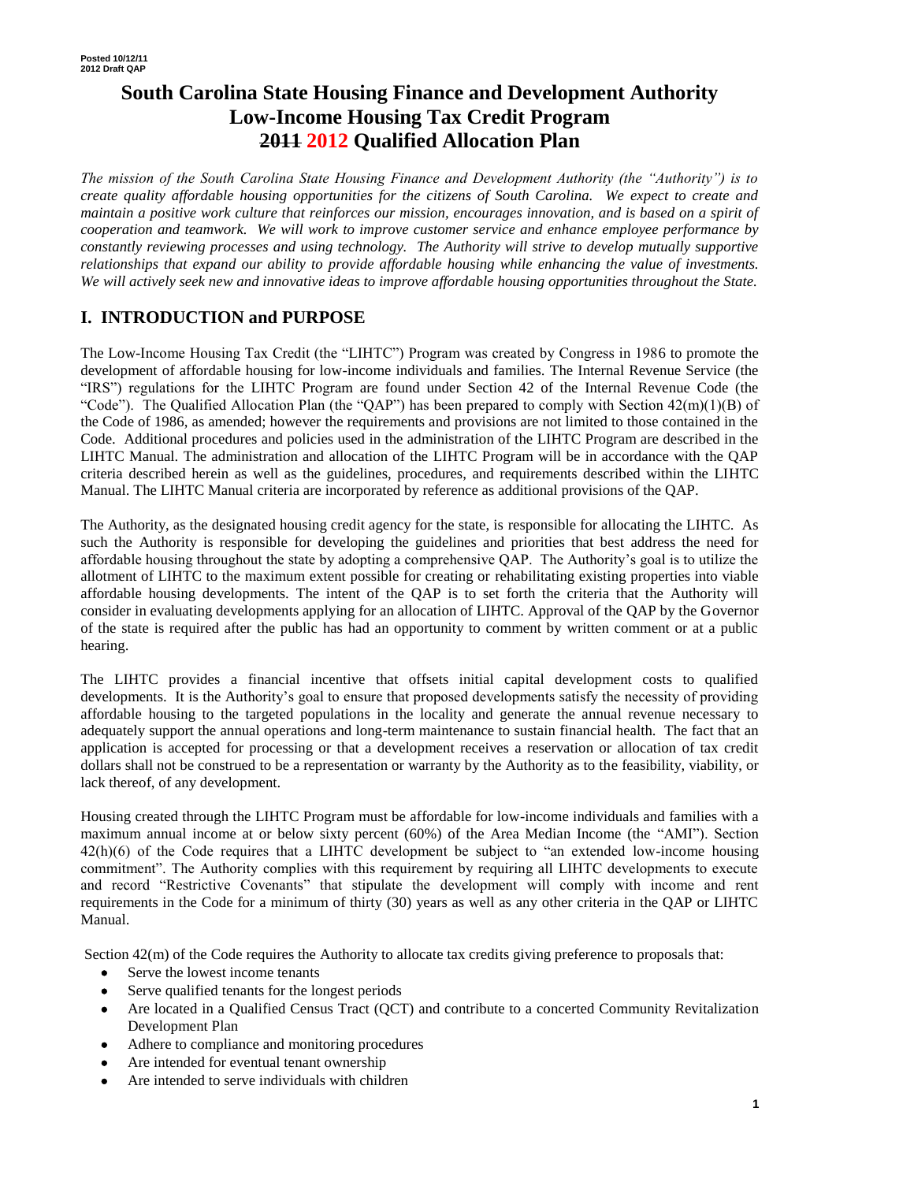Posted 10/12/11
2012 Draft QAP

# South Carolina State Housing Finance and Development Authority Low-Income Housing Tax Credit Program ~~2011~~ 2012 Qualified Allocation Plan

*The mission of the South Carolina State Housing Finance and Development Authority (the "Authority") is to create quality affordable housing opportunities for the citizens of South Carolina. We expect to create and maintain a positive work culture that reinforces our mission, encourages innovation, and is based on a spirit of cooperation and teamwork. We will work to improve customer service and enhance employee performance by constantly reviewing processes and using technology. The Authority will strive to develop mutually supportive relationships that expand our ability to provide affordable housing while enhancing the value of investments. We will actively seek new and innovative ideas to improve affordable housing opportunities throughout the State.*

## I. INTRODUCTION and PURPOSE

The Low-Income Housing Tax Credit (the "LIHTC") Program was created by Congress in 1986 to promote the development of affordable housing for low-income individuals and families. The Internal Revenue Service (the "IRS") regulations for the LIHTC Program are found under Section 42 of the Internal Revenue Code (the "Code"). The Qualified Allocation Plan (the "QAP") has been prepared to comply with Section 42(m)(1)(B) of the Code of 1986, as amended; however the requirements and provisions are not limited to those contained in the Code. Additional procedures and policies used in the administration of the LIHTC Program are described in the LIHTC Manual. The administration and allocation of the LIHTC Program will be in accordance with the QAP criteria described herein as well as the guidelines, procedures, and requirements described within the LIHTC Manual. The LIHTC Manual criteria are incorporated by reference as additional provisions of the QAP.

The Authority, as the designated housing credit agency for the state, is responsible for allocating the LIHTC. As such the Authority is responsible for developing the guidelines and priorities that best address the need for affordable housing throughout the state by adopting a comprehensive QAP. The Authority's goal is to utilize the allotment of LIHTC to the maximum extent possible for creating or rehabilitating existing properties into viable affordable housing developments. The intent of the QAP is to set forth the criteria that the Authority will consider in evaluating developments applying for an allocation of LIHTC. Approval of the QAP by the Governor of the state is required after the public has had an opportunity to comment by written comment or at a public hearing.

The LIHTC provides a financial incentive that offsets initial capital development costs to qualified developments. It is the Authority's goal to ensure that proposed developments satisfy the necessity of providing affordable housing to the targeted populations in the locality and generate the annual revenue necessary to adequately support the annual operations and long-term maintenance to sustain financial health. The fact that an application is accepted for processing or that a development receives a reservation or allocation of tax credit dollars shall not be construed to be a representation or warranty by the Authority as to the feasibility, viability, or lack thereof, of any development.

Housing created through the LIHTC Program must be affordable for low-income individuals and families with a maximum annual income at or below sixty percent (60%) of the Area Median Income (the "AMI"). Section 42(h)(6) of the Code requires that a LIHTC development be subject to "an extended low-income housing commitment". The Authority complies with this requirement by requiring all LIHTC developments to execute and record "Restrictive Covenants" that stipulate the development will comply with income and rent requirements in the Code for a minimum of thirty (30) years as well as any other criteria in the QAP or LIHTC Manual.

Section 42(m) of the Code requires the Authority to allocate tax credits giving preference to proposals that:

- Serve the lowest income tenants
- Serve qualified tenants for the longest periods
- Are located in a Qualified Census Tract (QCT) and contribute to a concerted Community Revitalization Development Plan
- Adhere to compliance and monitoring procedures
- Are intended for eventual tenant ownership
- Are intended to serve individuals with children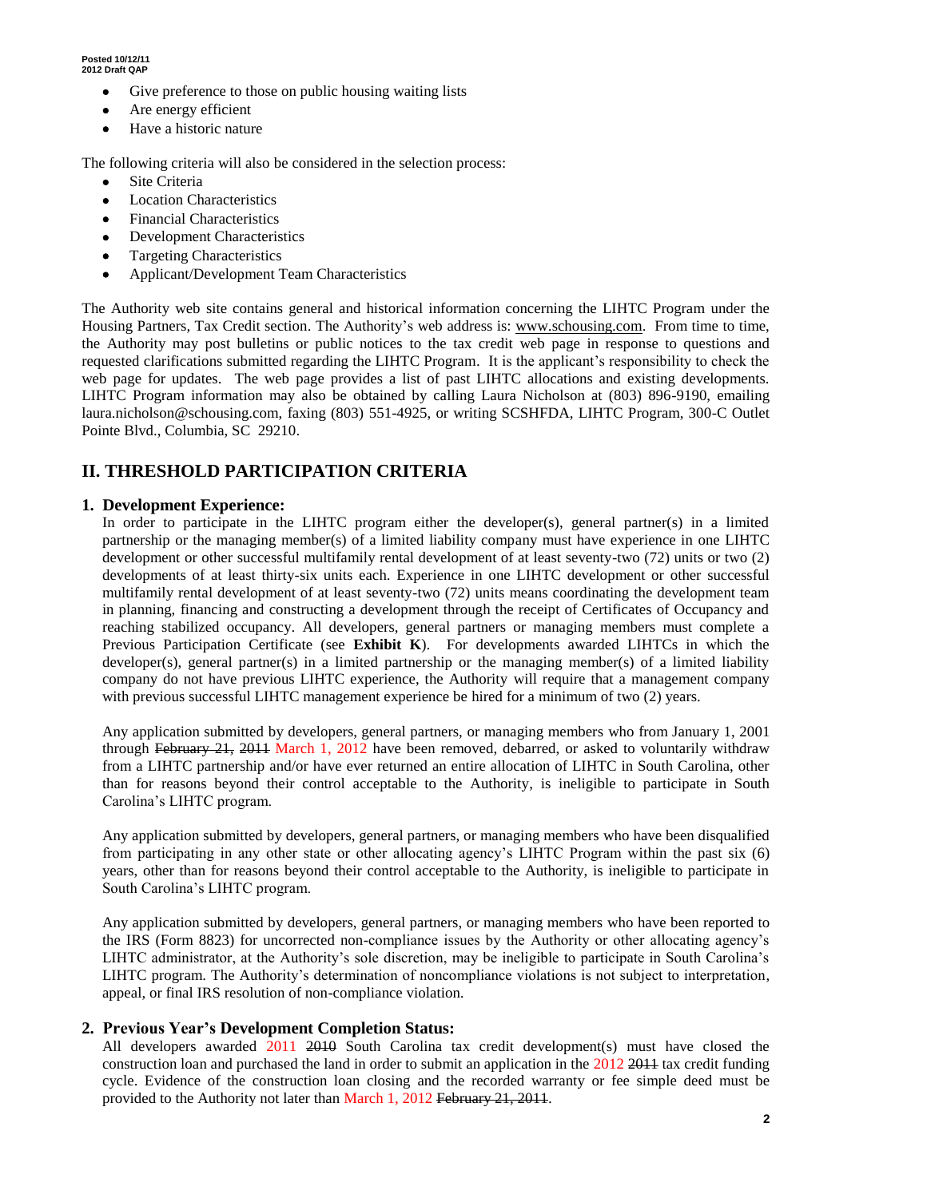- Give preference to those on public housing waiting lists
- Are energy efficient
- Have a historic nature

The following criteria will also be considered in the selection process:

- Site Criteria
- Location Characteristics
- Financial Characteristics
- Development Characteristics
- Targeting Characteristics
- Applicant/Development Team Characteristics

The Authority web site contains general and historical information concerning the LIHTC Program under the Housing Partners, Tax Credit section. The Authority's web address is: www.schousing.com. From time to time, the Authority may post bulletins or public notices to the tax credit web page in response to questions and requested clarifications submitted regarding the LIHTC Program. It is the applicant's responsibility to check the web page for updates. The web page provides a list of past LIHTC allocations and existing developments. LIHTC Program information may also be obtained by calling Laura Nicholson at (803) 896-9190, emailing laura.nicholson@schousing.com, faxing (803) 551-4925, or writing SCSHFDA, LIHTC Program, 300-C Outlet Pointe Blvd., Columbia, SC 29210.

## II. THRESHOLD PARTICIPATION CRITERIA

### 1. Development Experience:

In order to participate in the LIHTC program either the developer(s), general partner(s) in a limited partnership or the managing member(s) of a limited liability company must have experience in one LIHTC development or other successful multifamily rental development of at least seventy-two (72) units or two (2) developments of at least thirty-six units each. Experience in one LIHTC development or other successful multifamily rental development of at least seventy-two (72) units means coordinating the development team in planning, financing and constructing a development through the receipt of Certificates of Occupancy and reaching stabilized occupancy. All developers, general partners or managing members must complete a Previous Participation Certificate (see **Exhibit K**). For developments awarded LIHTCs in which the developer(s), general partner(s) in a limited partnership or the managing member(s) of a limited liability company do not have previous LIHTC experience, the Authority will require that a management company with previous successful LIHTC management experience be hired for a minimum of two (2) years.

Any application submitted by developers, general partners, or managing members who from January 1, 2001 through ~~February 21, 2011~~ March 1, 2012 have been removed, debarred, or asked to voluntarily withdraw from a LIHTC partnership and/or have ever returned an entire allocation of LIHTC in South Carolina, other than for reasons beyond their control acceptable to the Authority, is ineligible to participate in South Carolina's LIHTC program.

Any application submitted by developers, general partners, or managing members who have been disqualified from participating in any other state or other allocating agency's LIHTC Program within the past six (6) years, other than for reasons beyond their control acceptable to the Authority, is ineligible to participate in South Carolina's LIHTC program.

Any application submitted by developers, general partners, or managing members who have been reported to the IRS (Form 8823) for uncorrected non-compliance issues by the Authority or other allocating agency's LIHTC administrator, at the Authority's sole discretion, may be ineligible to participate in South Carolina's LIHTC program. The Authority's determination of noncompliance violations is not subject to interpretation, appeal, or final IRS resolution of non-compliance violation.

### 2. Previous Year's Development Completion Status:

All developers awarded 2011 ~~2010~~ South Carolina tax credit development(s) must have closed the construction loan and purchased the land in order to submit an application in the 2012 ~~2011~~ tax credit funding cycle. Evidence of the construction loan closing and the recorded warranty or fee simple deed must be provided to the Authority not later than March 1, 2012 ~~February 21, 2011~~.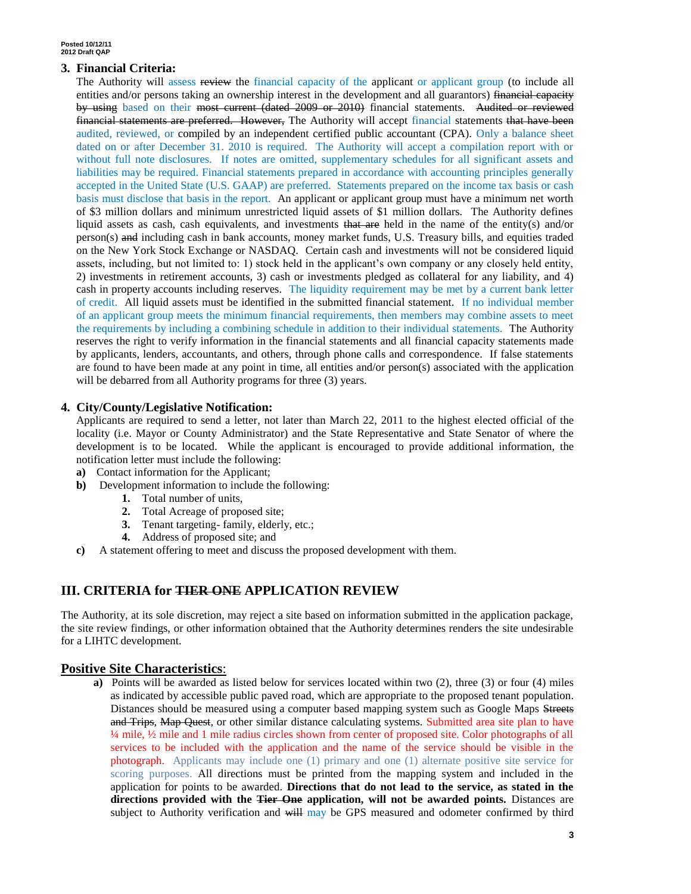### 3. Financial Criteria:

The Authority will assess ~~review~~ the financial capacity of the applicant or applicant group (to include all entities and/or persons taking an ownership interest in the development and all guarantors) ~~financial capacity by using~~ based on their ~~most current (dated 2009 or 2010)~~ financial statements. ~~Audited or reviewed financial statements are preferred. However,~~ The Authority will accept financial statements ~~that have been~~ audited, reviewed, or compiled by an independent certified public accountant (CPA). Only a balance sheet dated on or after December 31. 2010 is required. The Authority will accept a compilation report with or without full note disclosures. If notes are omitted, supplementary schedules for all significant assets and liabilities may be required. Financial statements prepared in accordance with accounting principles generally accepted in the United State (U.S. GAAP) are preferred. Statements prepared on the income tax basis or cash basis must disclose that basis in the report. An applicant or applicant group must have a minimum net worth of $3 million dollars and minimum unrestricted liquid assets of $1 million dollars. The Authority defines liquid assets as cash, cash equivalents, and investments ~~that are~~ held in the name of the entity(s) and/or person(s) ~~and~~ including cash in bank accounts, money market funds, U.S. Treasury bills, and equities traded on the New York Stock Exchange or NASDAQ. Certain cash and investments will not be considered liquid assets, including, but not limited to: 1) stock held in the applicant's own company or any closely held entity, 2) investments in retirement accounts, 3) cash or investments pledged as collateral for any liability, and 4) cash in property accounts including reserves. The liquidity requirement may be met by a current bank letter of credit. All liquid assets must be identified in the submitted financial statement. If no individual member of an applicant group meets the minimum financial requirements, then members may combine assets to meet the requirements by including a combining schedule in addition to their individual statements. The Authority reserves the right to verify information in the financial statements and all financial capacity statements made by applicants, lenders, accountants, and others, through phone calls and correspondence. If false statements are found to have been made at any point in time, all entities and/or person(s) associated with the application will be debarred from all Authority programs for three (3) years.

### 4. City/County/Legislative Notification:

Applicants are required to send a letter, not later than March 22, 2011 to the highest elected official of the locality (i.e. Mayor or County Administrator) and the State Representative and State Senator of where the development is to be located. While the applicant is encouraged to provide additional information, the notification letter must include the following:

**a)** Contact information for the Applicant;

**b)** Development information to include the following:

1. Total number of units,
2. Total Acreage of proposed site;
3. Tenant targeting- family, elderly, etc.;
4. Address of proposed site; and

**c)** A statement offering to meet and discuss the proposed development with them.

## III. CRITERIA for ~~TIER ONE~~ APPLICATION REVIEW

The Authority, at its sole discretion, may reject a site based on information submitted in the application package, the site review findings, or other information obtained that the Authority determines renders the site undesirable for a LIHTC development.

### Positive Site Characteristics:

**a)** Points will be awarded as listed below for services located within two (2), three (3) or four (4) miles as indicated by accessible public paved road, which are appropriate to the proposed tenant population. Distances should be measured using a computer based mapping system such as Google Maps ~~Streets and Trips~~, ~~Map Quest~~, or other similar distance calculating systems. Submitted area site plan to have ¼ mile, ½ mile and 1 mile radius circles shown from center of proposed site. Color photographs of all services to be included with the application and the name of the service should be visible in the photograph. Applicants may include one (1) primary and one (1) alternate positive site service for scoring purposes. All directions must be printed from the mapping system and included in the application for points to be awarded. **Directions that do not lead to the service, as stated in the directions provided with the ~~Tier One~~ application, will not be awarded points.** Distances are subject to Authority verification and ~~will~~ may be GPS measured and odometer confirmed by third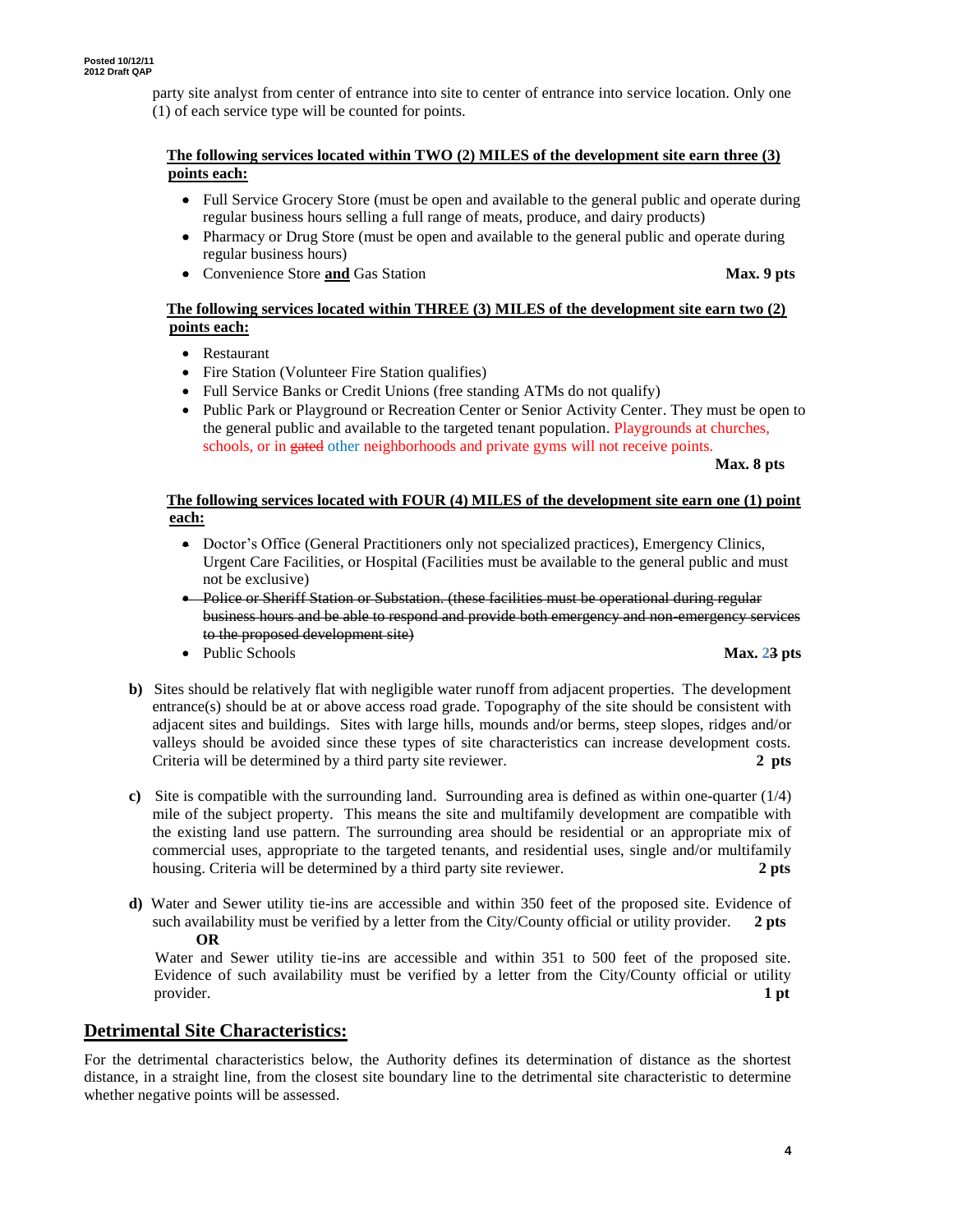party site analyst from center of entrance into site to center of entrance into service location. Only one (1) of each service type will be counted for points.

**The following services located within TWO (2) MILES of the development site earn three (3) points each:**

- Full Service Grocery Store (must be open and available to the general public and operate during regular business hours selling a full range of meats, produce, and dairy products)
- Pharmacy or Drug Store (must be open and available to the general public and operate during regular business hours)
- Convenience Store **and** Gas Station **Max. 9 pts**

**The following services located within THREE (3) MILES of the development site earn two (2) points each:**

- Restaurant
- Fire Station (Volunteer Fire Station qualifies)
- Full Service Banks or Credit Unions (free standing ATMs do not qualify)
- Public Park or Playground or Recreation Center or Senior Activity Center. They must be open to the general public and available to the targeted tenant population. Playgrounds at churches, schools, or in ~~gated~~ other neighborhoods and private gyms will not receive points.

**Max. 8 pts**

**The following services located with FOUR (4) MILES of the development site earn one (1) point each:**

- Doctor's Office (General Practitioners only not specialized practices), Emergency Clinics, Urgent Care Facilities, or Hospital (Facilities must be available to the general public and must not be exclusive)
- ~~Police or Sheriff Station or Substation. (these facilities must be operational during regular business hours and be able to respond and provide both emergency and non-emergency services to the proposed development site)~~
- Public Schools **Max. 2~~3~~ pts**

**b)** Sites should be relatively flat with negligible water runoff from adjacent properties. The development entrance(s) should be at or above access road grade. Topography of the site should be consistent with adjacent sites and buildings. Sites with large hills, mounds and/or berms, steep slopes, ridges and/or valleys should be avoided since these types of site characteristics can increase development costs. Criteria will be determined by a third party site reviewer. **2 pts**

**c)** Site is compatible with the surrounding land. Surrounding area is defined as within one-quarter (1/4) mile of the subject property. This means the site and multifamily development are compatible with the existing land use pattern. The surrounding area should be residential or an appropriate mix of commercial uses, appropriate to the targeted tenants, and residential uses, single and/or multifamily housing. Criteria will be determined by a third party site reviewer. **2 pts**

**d)** Water and Sewer utility tie-ins are accessible and within 350 feet of the proposed site. Evidence of such availability must be verified by a letter from the City/County official or utility provider. **2 pts**

**OR**

Water and Sewer utility tie-ins are accessible and within 351 to 500 feet of the proposed site. Evidence of such availability must be verified by a letter from the City/County official or utility provider. **1 pt**

## Detrimental Site Characteristics:

For the detrimental characteristics below, the Authority defines its determination of distance as the shortest distance, in a straight line, from the closest site boundary line to the detrimental site characteristic to determine whether negative points will be assessed.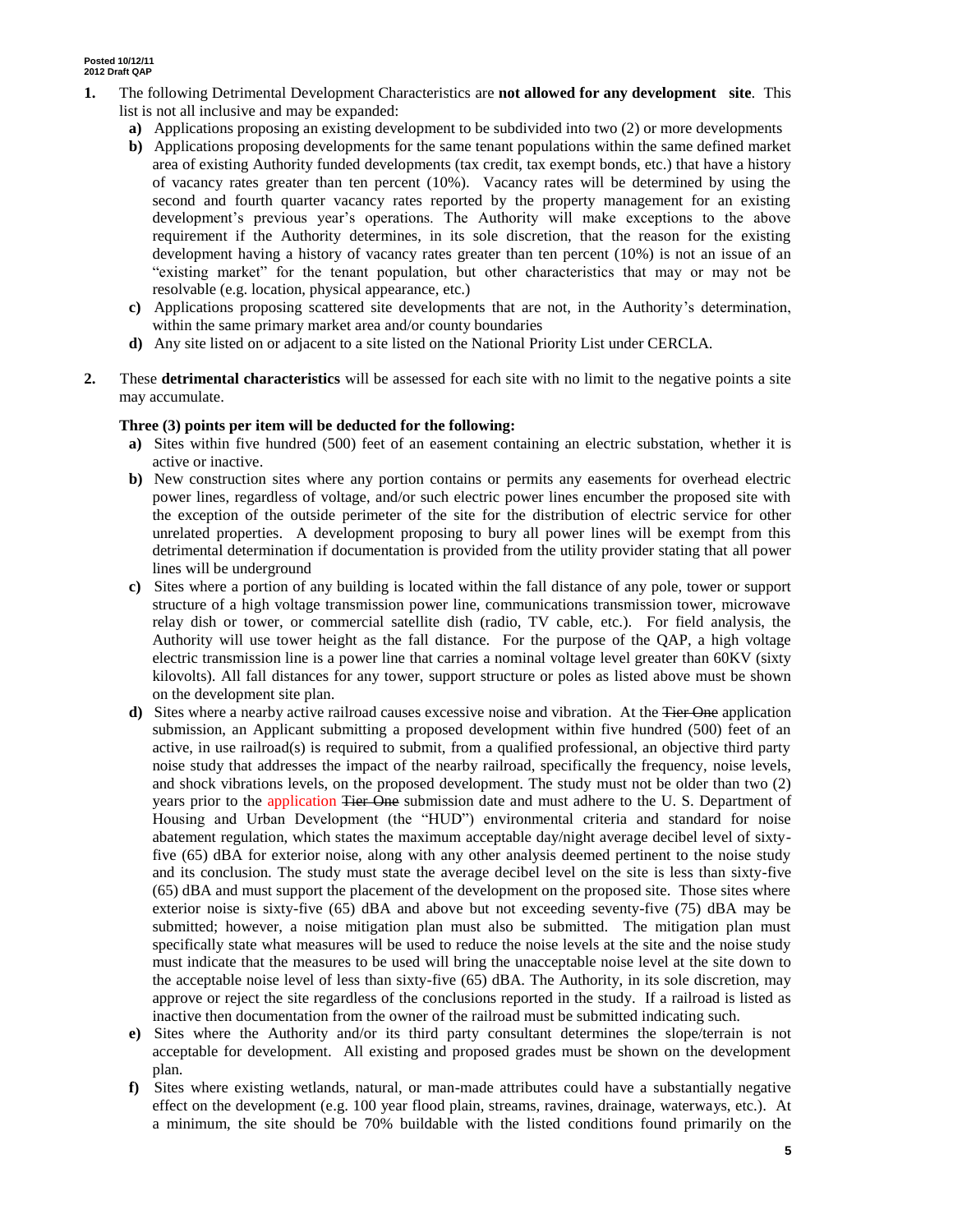1. The following Detrimental Development Characteristics are **not allowed for any development site**. This list is not all inclusive and may be expanded:
   - **a)** Applications proposing an existing development to be subdivided into two (2) or more developments
   - **b)** Applications proposing developments for the same tenant populations within the same defined market area of existing Authority funded developments (tax credit, tax exempt bonds, etc.) that have a history of vacancy rates greater than ten percent (10%). Vacancy rates will be determined by using the second and fourth quarter vacancy rates reported by the property management for an existing development's previous year's operations. The Authority will make exceptions to the above requirement if the Authority determines, in its sole discretion, that the reason for the existing development having a history of vacancy rates greater than ten percent (10%) is not an issue of an "existing market" for the tenant population, but other characteristics that may or may not be resolvable (e.g. location, physical appearance, etc.)
   - **c)** Applications proposing scattered site developments that are not, in the Authority's determination, within the same primary market area and/or county boundaries
   - **d)** Any site listed on or adjacent to a site listed on the National Priority List under CERCLA.

2. These **detrimental characteristics** will be assessed for each site with no limit to the negative points a site may accumulate.

   **Three (3) points per item will be deducted for the following:**

   - **a)** Sites within five hundred (500) feet of an easement containing an electric substation, whether it is active or inactive.
   - **b)** New construction sites where any portion contains or permits any easements for overhead electric power lines, regardless of voltage, and/or such electric power lines encumber the proposed site with the exception of the outside perimeter of the site for the distribution of electric service for other unrelated properties. A development proposing to bury all power lines will be exempt from this detrimental determination if documentation is provided from the utility provider stating that all power lines will be underground
   - **c)** Sites where a portion of any building is located within the fall distance of any pole, tower or support structure of a high voltage transmission power line, communications transmission tower, microwave relay dish or tower, or commercial satellite dish (radio, TV cable, etc.). For field analysis, the Authority will use tower height as the fall distance. For the purpose of the QAP, a high voltage electric transmission line is a power line that carries a nominal voltage level greater than 60KV (sixty kilovolts). All fall distances for any tower, support structure or poles as listed above must be shown on the development site plan.
   - **d)** Sites where a nearby active railroad causes excessive noise and vibration. At the ~~Tier One~~ application submission, an Applicant submitting a proposed development within five hundred (500) feet of an active, in use railroad(s) is required to submit, from a qualified professional, an objective third party noise study that addresses the impact of the nearby railroad, specifically the frequency, noise levels, and shock vibrations levels, on the proposed development. The study must not be older than two (2) years prior to the application ~~Tier One~~ submission date and must adhere to the U. S. Department of Housing and Urban Development (the "HUD") environmental criteria and standard for noise abatement regulation, which states the maximum acceptable day/night average decibel level of sixty-five (65) dBA for exterior noise, along with any other analysis deemed pertinent to the noise study and its conclusion. The study must state the average decibel level on the site is less than sixty-five (65) dBA and must support the placement of the development on the proposed site. Those sites where exterior noise is sixty-five (65) dBA and above but not exceeding seventy-five (75) dBA may be submitted; however, a noise mitigation plan must also be submitted. The mitigation plan must specifically state what measures will be used to reduce the noise levels at the site and the noise study must indicate that the measures to be used will bring the unacceptable noise level at the site down to the acceptable noise level of less than sixty-five (65) dBA. The Authority, in its sole discretion, may approve or reject the site regardless of the conclusions reported in the study. If a railroad is listed as inactive then documentation from the owner of the railroad must be submitted indicating such.
   - **e)** Sites where the Authority and/or its third party consultant determines the slope/terrain is not acceptable for development. All existing and proposed grades must be shown on the development plan.
   - **f)** Sites where existing wetlands, natural, or man-made attributes could have a substantially negative effect on the development (e.g. 100 year flood plain, streams, ravines, drainage, waterways, etc.). At a minimum, the site should be 70% buildable with the listed conditions found primarily on the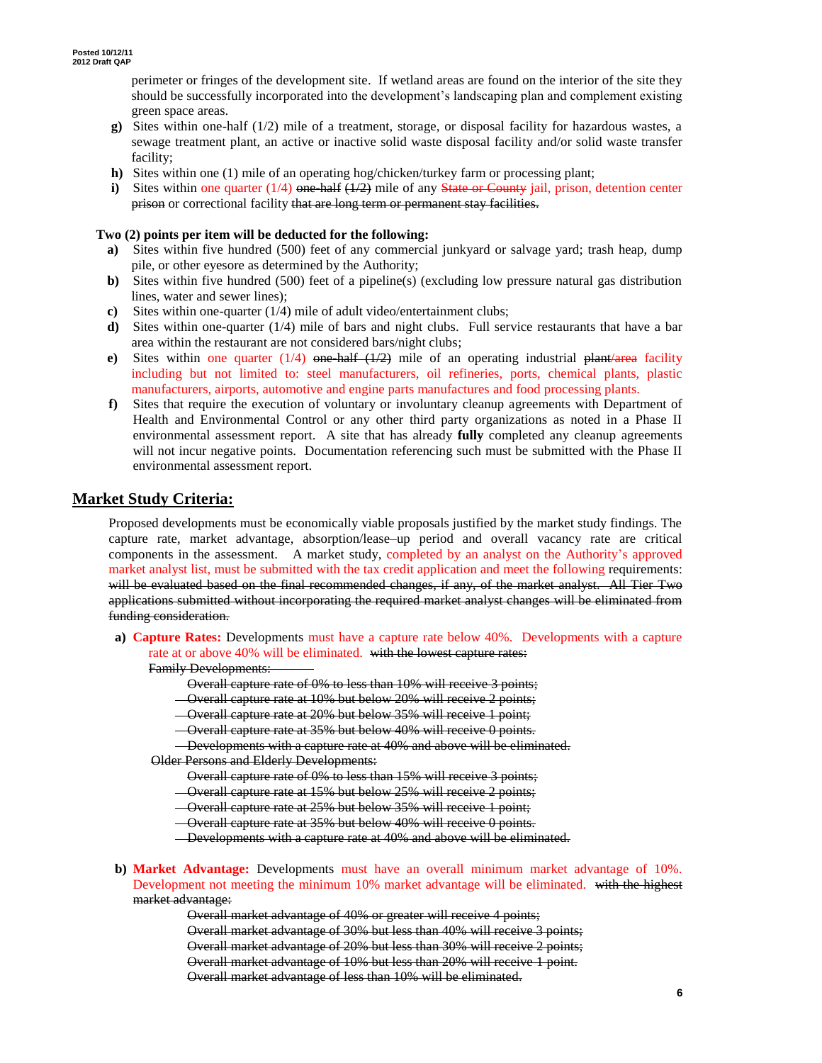perimeter or fringes of the development site. If wetland areas are found on the interior of the site they should be successfully incorporated into the development's landscaping plan and complement existing green space areas.

**g)** Sites within one-half (1/2) mile of a treatment, storage, or disposal facility for hazardous wastes, a sewage treatment plant, an active or inactive solid waste disposal facility and/or solid waste transfer facility;

**h)** Sites within one (1) mile of an operating hog/chicken/turkey farm or processing plant;

**i)** Sites within one quarter (1/4) ~~one-half (1/2)~~ mile of any ~~State or County~~ jail, prison, detention center ~~prison~~ or correctional facility ~~that are long term or permanent stay facilities.~~

**Two (2) points per item will be deducted for the following:**

**a)** Sites within five hundred (500) feet of any commercial junkyard or salvage yard; trash heap, dump pile, or other eyesore as determined by the Authority;

**b)** Sites within five hundred (500) feet of a pipeline(s) (excluding low pressure natural gas distribution lines, water and sewer lines);

**c)** Sites within one-quarter (1/4) mile of adult video/entertainment clubs;

**d)** Sites within one-quarter (1/4) mile of bars and night clubs. Full service restaurants that have a bar area within the restaurant are not considered bars/night clubs;

**e)** Sites within one quarter (1/4) ~~one-half (1/2)~~ mile of an operating industrial ~~plant/area~~ facility including but not limited to: steel manufacturers, oil refineries, ports, chemical plants, plastic manufacturers, airports, automotive and engine parts manufactures and food processing plants.

**f)** Sites that require the execution of voluntary or involuntary cleanup agreements with Department of Health and Environmental Control or any other third party organizations as noted in a Phase II environmental assessment report. A site that has already **fully** completed any cleanup agreements will not incur negative points. Documentation referencing such must be submitted with the Phase II environmental assessment report.

## Market Study Criteria:

Proposed developments must be economically viable proposals justified by the market study findings. The capture rate, market advantage, absorption/lease–up period and overall vacancy rate are critical components in the assessment. A market study, completed by an analyst on the Authority's approved market analyst list, must be submitted with the tax credit application and meet the following requirements: ~~will be evaluated based on the final recommended changes, if any, of the market analyst. All Tier Two applications submitted without incorporating the required market analyst changes will be eliminated from funding consideration.~~

**a) Capture Rates:** Developments must have a capture rate below 40%. Developments with a capture rate at or above 40% will be eliminated. ~~with the lowest capture rates:~~

~~Family Developments:~~

~~Overall capture rate of 0% to less than 10% will receive 3 points;~~
~~Overall capture rate at 10% but below 20% will receive 2 points;~~
~~Overall capture rate at 20% but below 35% will receive 1 point;~~
~~Overall capture rate at 35% but below 40% will receive 0 points.~~
~~Developments with a capture rate at 40% and above will be eliminated.~~

~~Older Persons and Elderly Developments:~~

~~Overall capture rate of 0% to less than 15% will receive 3 points;~~
~~Overall capture rate at 15% but below 25% will receive 2 points;~~
~~Overall capture rate at 25% but below 35% will receive 1 point;~~
~~Overall capture rate at 35% but below 40% will receive 0 points.~~
~~Developments with a capture rate at 40% and above will be eliminated.~~

**b) Market Advantage:** Developments must have an overall minimum market advantage of 10%. Development not meeting the minimum 10% market advantage will be eliminated. ~~with the highest market advantage:~~

~~Overall market advantage of 40% or greater will receive 4 points;~~
~~Overall market advantage of 30% but less than 40% will receive 3 points;~~
~~Overall market advantage of 20% but less than 30% will receive 2 points;~~
~~Overall market advantage of 10% but less than 20% will receive 1 point.~~
~~Overall market advantage of less than 10% will be eliminated.~~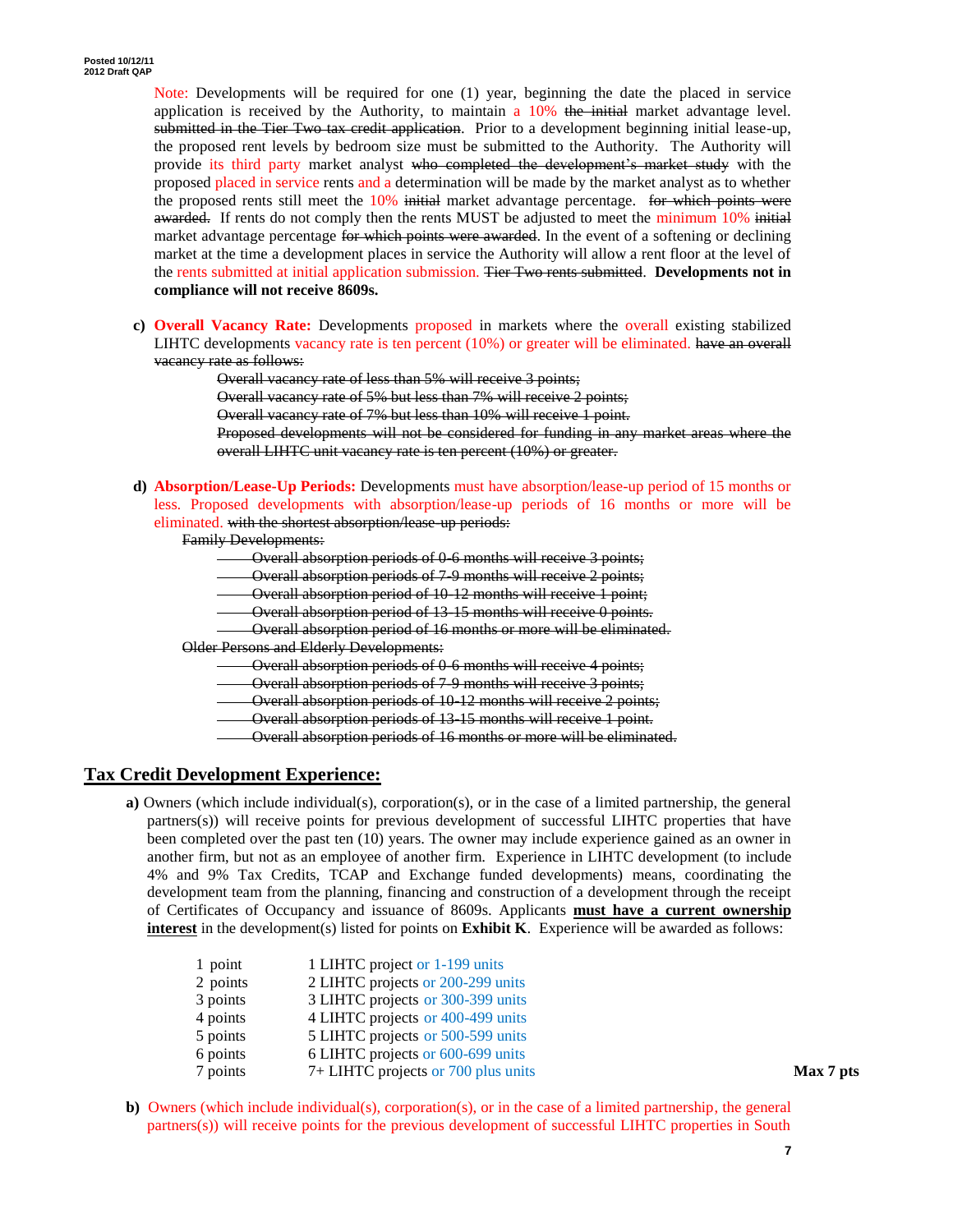Note: Developments will be required for one (1) year, beginning the date the placed in service application is received by the Authority, to maintain a 10% ~~the initial~~ market advantage level. ~~submitted in the Tier Two tax credit application~~. Prior to a development beginning initial lease-up, the proposed rent levels by bedroom size must be submitted to the Authority. The Authority will provide its third party market analyst ~~who completed the development's market study~~ with the proposed placed in service rents and a determination will be made by the market analyst as to whether the proposed rents still meet the 10% ~~initial~~ market advantage percentage. ~~for which points were awarded.~~ If rents do not comply then the rents MUST be adjusted to meet the minimum 10% ~~initial~~ market advantage percentage ~~for which points were awarded~~. In the event of a softening or declining market at the time a development places in service the Authority will allow a rent floor at the level of the rents submitted at initial application submission. ~~Tier Two rents submitted~~. **Developments not in compliance will not receive 8609s.**

**c) Overall Vacancy Rate:** Developments proposed in markets where the overall existing stabilized LIHTC developments vacancy rate is ten percent (10%) or greater will be eliminated. ~~have an overall vacancy rate as follows:~~

~~Overall vacancy rate of less than 5% will receive 3 points;~~
~~Overall vacancy rate of 5% but less than 7% will receive 2 points;~~
~~Overall vacancy rate of 7% but less than 10% will receive 1 point.~~
~~Proposed developments will not be considered for funding in any market areas where the overall LIHTC unit vacancy rate is ten percent (10%) or greater.~~

**d) Absorption/Lease-Up Periods:** Developments must have absorption/lease-up period of 15 months or less. Proposed developments with absorption/lease-up periods of 16 months or more will be eliminated. ~~with the shortest absorption/lease-up periods:~~

~~Family Developments:~~

- ~~Overall absorption periods of 0-6 months will receive 3 points;~~
- ~~Overall absorption periods of 7-9 months will receive 2 points;~~
- ~~Overall absorption period of 10-12 months will receive 1 point;~~
- ~~Overall absorption period of 13-15 months will receive 0 points.~~
- ~~Overall absorption period of 16 months or more will be eliminated.~~

~~Older Persons and Elderly Developments:~~

- ~~Overall absorption periods of 0-6 months will receive 4 points;~~
- ~~Overall absorption periods of 7-9 months will receive 3 points;~~
- ~~Overall absorption periods of 10-12 months will receive 2 points;~~
- ~~Overall absorption periods of 13-15 months will receive 1 point.~~
- ~~Overall absorption periods of 16 months or more will be eliminated.~~

## Tax Credit Development Experience:

**a)** Owners (which include individual(s), corporation(s), or in the case of a limited partnership, the general partners(s)) will receive points for previous development of successful LIHTC properties that have been completed over the past ten (10) years. The owner may include experience gained as an owner in another firm, but not as an employee of another firm. Experience in LIHTC development (to include 4% and 9% Tax Credits, TCAP and Exchange funded developments) means, coordinating the development team from the planning, financing and construction of a development through the receipt of Certificates of Occupancy and issuance of 8609s. Applicants **must have a current ownership interest** in the development(s) listed for points on **Exhibit K**. Experience will be awarded as follows:

| | | |
|---|---|---|
| 1 point | 1 LIHTC project or 1-199 units | |
| 2 points | 2 LIHTC projects or 200-299 units | |
| 3 points | 3 LIHTC projects or 300-399 units | |
| 4 points | 4 LIHTC projects or 400-499 units | |
| 5 points | 5 LIHTC projects or 500-599 units | |
| 6 points | 6 LIHTC projects or 600-699 units | |
| 7 points | 7+ LIHTC projects or 700 plus units | **Max 7 pts** |

**b)** Owners (which include individual(s), corporation(s), or in the case of a limited partnership, the general partners(s)) will receive points for the previous development of successful LIHTC properties in South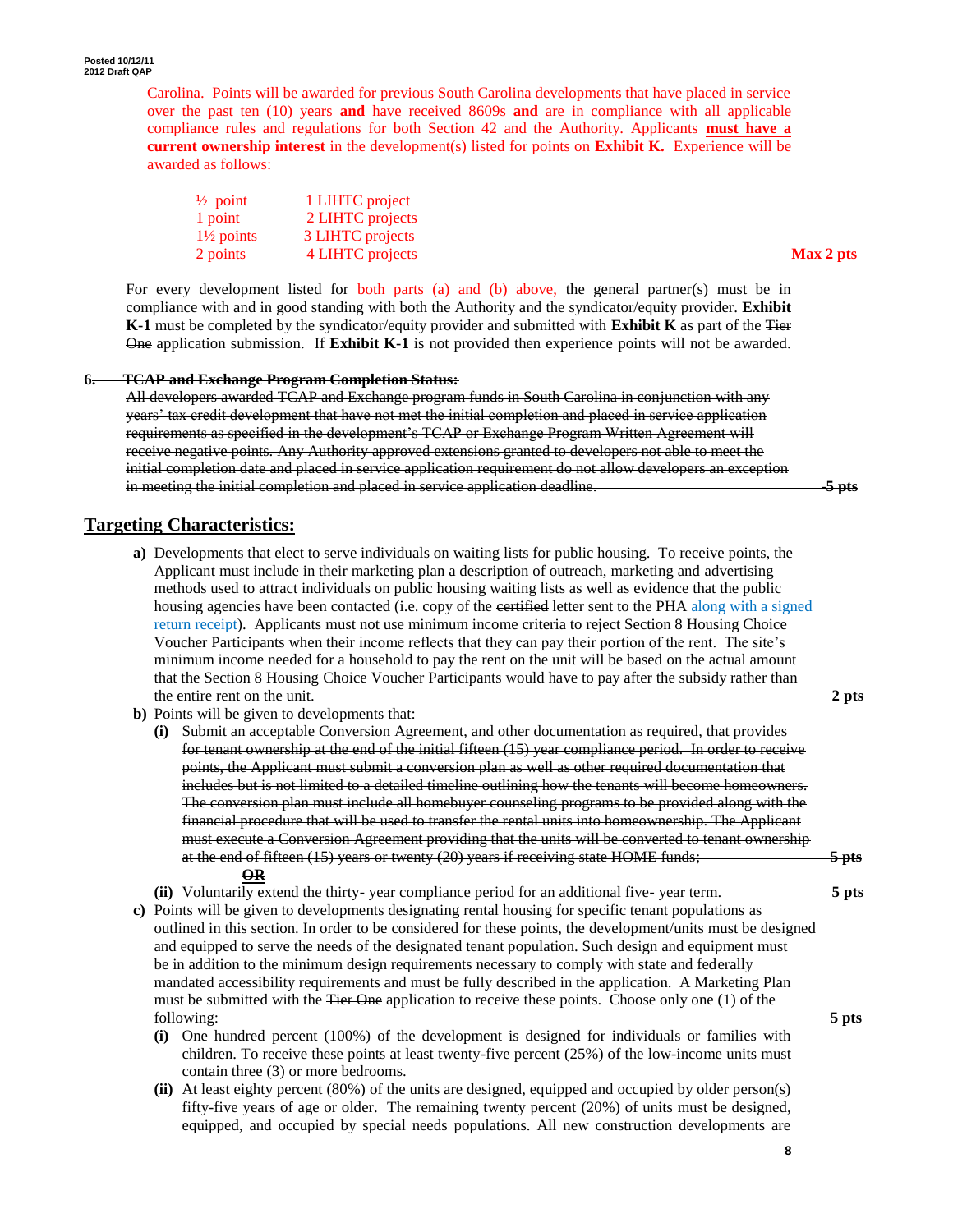Carolina. Points will be awarded for previous South Carolina developments that have placed in service over the past ten (10) years **and** have received 8609s **and** are in compliance with all applicable compliance rules and regulations for both Section 42 and the Authority. Applicants **must have a current ownership interest** in the development(s) listed for points on **Exhibit K.** Experience will be awarded as follows:

| | | |
|---|---|---|
| ½ point | 1 LIHTC project | |
| 1 point | 2 LIHTC projects | |
| 1½ points | 3 LIHTC projects | |
| 2 points | 4 LIHTC projects | **Max 2 pts** |

For every development listed for both parts (a) and (b) above, the general partner(s) must be in compliance with and in good standing with both the Authority and the syndicator/equity provider. **Exhibit K-1** must be completed by the syndicator/equity provider and submitted with **Exhibit K** as part of the ~~Tier One~~ application submission. If **Exhibit K-1** is not provided then experience points will not be awarded.

**~~6. TCAP and Exchange Program Completion Status:~~**

~~All developers awarded TCAP and Exchange program funds in South Carolina in conjunction with any years' tax credit development that have not met the initial completion and placed in service application requirements as specified in the development's TCAP or Exchange Program Written Agreement will receive negative points. Any Authority approved extensions granted to developers not able to meet the initial completion date and placed in service application requirement do not allow developers an exception in meeting the initial completion and placed in service application deadline.~~ **~~-5 pts~~**

## Targeting Characteristics:

**a)** Developments that elect to serve individuals on waiting lists for public housing. To receive points, the Applicant must include in their marketing plan a description of outreach, marketing and advertising methods used to attract individuals on public housing waiting lists as well as evidence that the public housing agencies have been contacted (i.e. copy of the ~~certified~~ letter sent to the PHA along with a signed return receipt). Applicants must not use minimum income criteria to reject Section 8 Housing Choice Voucher Participants when their income reflects that they can pay their portion of the rent. The site's minimum income needed for a household to pay the rent on the unit will be based on the actual amount that the Section 8 Housing Choice Voucher Participants would have to pay after the subsidy rather than the entire rent on the unit. **2 pts**

**b)** Points will be given to developments that:

**~~(i)~~** ~~Submit an acceptable Conversion Agreement, and other documentation as required, that provides for tenant ownership at the end of the initial fifteen (15) year compliance period. In order to receive points, the Applicant must submit a conversion plan as well as other required documentation that includes but is not limited to a detailed timeline outlining how the tenants will become homeowners. The conversion plan must include all homebuyer counseling programs to be provided along with the financial procedure that will be used to transfer the rental units into homeownership. The Applicant must execute a Conversion Agreement providing that the units will be converted to tenant ownership at the end of fifteen (15) years or twenty (20) years if receiving state HOME funds;~~ **~~5 pts~~**

**~~OR~~**

**~~(ii)~~** Voluntarily extend the thirty- year compliance period for an additional five- year term. **5 pts**

**c)** Points will be given to developments designating rental housing for specific tenant populations as outlined in this section. In order to be considered for these points, the development/units must be designed and equipped to serve the needs of the designated tenant population. Such design and equipment must be in addition to the minimum design requirements necessary to comply with state and federally mandated accessibility requirements and must be fully described in the application. A Marketing Plan must be submitted with the ~~Tier One~~ application to receive these points. Choose only one (1) of the following: **5 pts**

**(i)** One hundred percent (100%) of the development is designed for individuals or families with children. To receive these points at least twenty-five percent (25%) of the low-income units must contain three (3) or more bedrooms.

**(ii)** At least eighty percent (80%) of the units are designed, equipped and occupied by older person(s) fifty-five years of age or older. The remaining twenty percent (20%) of units must be designed, equipped, and occupied by special needs populations. All new construction developments are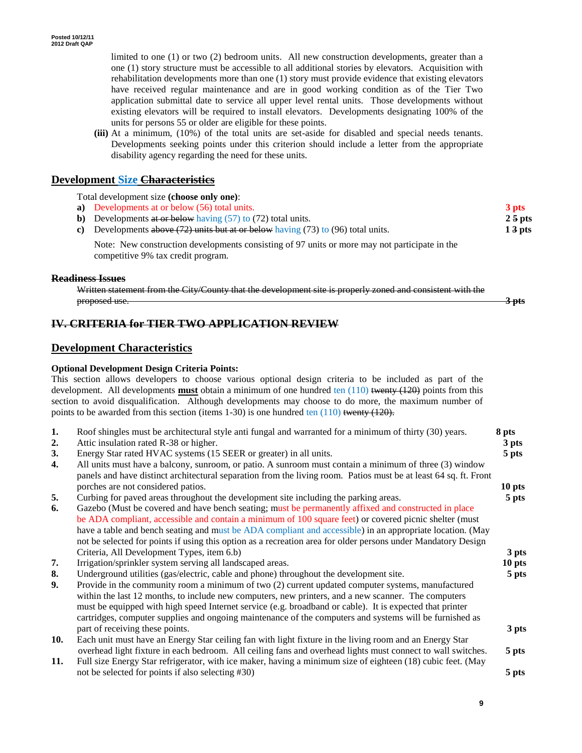limited to one (1) or two (2) bedroom units. All new construction developments, greater than a one (1) story structure must be accessible to all additional stories by elevators. Acquisition with rehabilitation developments more than one (1) story must provide evidence that existing elevators have received regular maintenance and are in good working condition as of the Tier Two application submittal date to service all upper level rental units. Those developments without existing elevators will be required to install elevators. Developments designating 100% of the units for persons 55 or older are eligible for these points.

**(iii)** At a minimum, (10%) of the total units are set-aside for disabled and special needs tenants. Developments seeking points under this criterion should include a letter from the appropriate disability agency regarding the need for these units.

## Development Size ~~Characteristics~~

Total development size **(choose only one)**:

**a)** Developments at or below (56) total units. **3 pts**

**b)** Developments ~~at or below~~ having (57) to (72) total units. **2 ~~5~~ pts**

**c)** Developments ~~above (72) units but at or below~~ having (73) to (96) total units. **1 ~~3~~ pts**

Note: New construction developments consisting of 97 units or more may not participate in the competitive 9% tax credit program.

~~**Readiness Issues**~~

~~Written statement from the City/County that the development site is properly zoned and consistent with the proposed use. **3 pts**~~

## ~~IV. CRITERIA for TIER TWO APPLICATION REVIEW~~

## Development Characteristics

**Optional Development Design Criteria Points:**

This section allows developers to choose various optional design criteria to be included as part of the development. All developments **must** obtain a minimum of one hundred ten (110) ~~twenty (120)~~ points from this section to avoid disqualification. Although developments may choose to do more, the maximum number of points to be awarded from this section (items 1-30) is one hundred ten (110) ~~twenty (120).~~

**1.** Roof shingles must be architectural style anti fungal and warranted for a minimum of thirty (30) years. **8 pts**

**2.** Attic insulation rated R-38 or higher. **3 pts**

**3.** Energy Star rated HVAC systems (15 SEER or greater) in all units. **5 pts**

**4.** All units must have a balcony, sunroom, or patio. A sunroom must contain a minimum of three (3) window panels and have distinct architectural separation from the living room. Patios must be at least 64 sq. ft. Front porches are not considered patios. **10 pts**

**5.** Curbing for paved areas throughout the development site including the parking areas. **5 pts**

**6.** Gazebo (Must be covered and have bench seating; must be permanently affixed and constructed in place be ADA compliant, accessible and contain a minimum of 100 square feet) or covered picnic shelter (must have a table and bench seating and must be ADA compliant and accessible) in an appropriate location. (May not be selected for points if using this option as a recreation area for older persons under Mandatory Design Criteria, All Development Types, item 6.b) **3 pts**

**7.** Irrigation/sprinkler system serving all landscaped areas. **10 pts**

**8.** Underground utilities (gas/electric, cable and phone) throughout the development site. **5 pts**

**9.** Provide in the community room a minimum of two (2) current updated computer systems, manufactured within the last 12 months, to include new computers, new printers, and a new scanner. The computers must be equipped with high speed Internet service (e.g. broadband or cable). It is expected that printer cartridges, computer supplies and ongoing maintenance of the computers and systems will be furnished as part of receiving these points. **3 pts**

**10.** Each unit must have an Energy Star ceiling fan with light fixture in the living room and an Energy Star overhead light fixture in each bedroom. All ceiling fans and overhead lights must connect to wall switches. **5 pts**

**11.** Full size Energy Star refrigerator, with ice maker, having a minimum size of eighteen (18) cubic feet. (May not be selected for points if also selecting #30) **5 pts**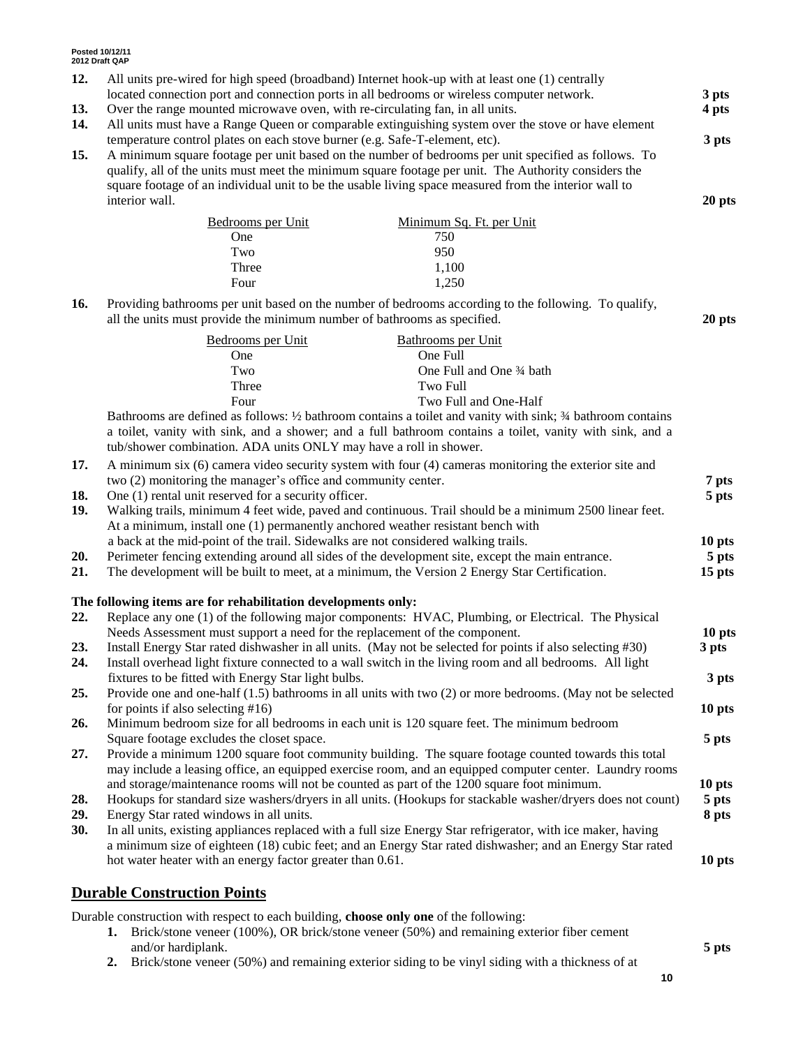12. All units pre-wired for high speed (broadband) Internet hook-up with at least one (1) centrally located connection port and connection ports in all bedrooms or wireless computer network. **3 pts**
13. Over the range mounted microwave oven, with re-circulating fan, in all units. **4 pts**
14. All units must have a Range Queen or comparable extinguishing system over the stove or have element temperature control plates on each stove burner (e.g. Safe-T-element, etc). **3 pts**
15. A minimum square footage per unit based on the number of bedrooms per unit specified as follows. To qualify, all of the units must meet the minimum square footage per unit. The Authority considers the square footage of an individual unit to be the usable living space measured from the interior wall to interior wall. **20 pts**

| Bedrooms per Unit | Minimum Sq. Ft. per Unit |
|---|---|
| One | 750 |
| Two | 950 |
| Three | 1,100 |
| Four | 1,250 |

16. Providing bathrooms per unit based on the number of bedrooms according to the following. To qualify, all the units must provide the minimum number of bathrooms as specified. **20 pts**

| Bedrooms per Unit | Bathrooms per Unit |
|---|---|
| One | One Full |
| Two | One Full and One ¾ bath |
| Three | Two Full |
| Four | Two Full and One-Half |

Bathrooms are defined as follows: ½ bathroom contains a toilet and vanity with sink; ¾ bathroom contains a toilet, vanity with sink, and a shower; and a full bathroom contains a toilet, vanity with sink, and a tub/shower combination. ADA units ONLY may have a roll in shower.

17. A minimum six (6) camera video security system with four (4) cameras monitoring the exterior site and two (2) monitoring the manager's office and community center. **7 pts**
18. One (1) rental unit reserved for a security officer. **5 pts**
19. Walking trails, minimum 4 feet wide, paved and continuous. Trail should be a minimum 2500 linear feet. At a minimum, install one (1) permanently anchored weather resistant bench with a back at the mid-point of the trail. Sidewalks are not considered walking trails. **10 pts**
20. Perimeter fencing extending around all sides of the development site, except the main entrance. **5 pts**
21. The development will be built to meet, at a minimum, the Version 2 Energy Star Certification. **15 pts**

**The following items are for rehabilitation developments only:**

22. Replace any one (1) of the following major components: HVAC, Plumbing, or Electrical. The Physical Needs Assessment must support a need for the replacement of the component. **10 pts**
23. Install Energy Star rated dishwasher in all units. (May not be selected for points if also selecting #30) **3 pts**
24. Install overhead light fixture connected to a wall switch in the living room and all bedrooms. All light fixtures to be fitted with Energy Star light bulbs. **3 pts**
25. Provide one and one-half (1.5) bathrooms in all units with two (2) or more bedrooms. (May not be selected for points if also selecting #16) **10 pts**
26. Minimum bedroom size for all bedrooms in each unit is 120 square feet. The minimum bedroom Square footage excludes the closet space. **5 pts**
27. Provide a minimum 1200 square foot community building. The square footage counted towards this total may include a leasing office, an equipped exercise room, and an equipped computer center. Laundry rooms and storage/maintenance rooms will not be counted as part of the 1200 square foot minimum. **10 pts**
28. Hookups for standard size washers/dryers in all units. (Hookups for stackable washer/dryers does not count) **5 pts**
29. Energy Star rated windows in all units. **8 pts**
30. In all units, existing appliances replaced with a full size Energy Star refrigerator, with ice maker, having a minimum size of eighteen (18) cubic feet; and an Energy Star rated dishwasher; and an Energy Star rated hot water heater with an energy factor greater than 0.61. **10 pts**

## Durable Construction Points

Durable construction with respect to each building, **choose only one** of the following:

1. Brick/stone veneer (100%), OR brick/stone veneer (50%) and remaining exterior fiber cement and/or hardiplank. **5 pts**
2. Brick/stone veneer (50%) and remaining exterior siding to be vinyl siding with a thickness of at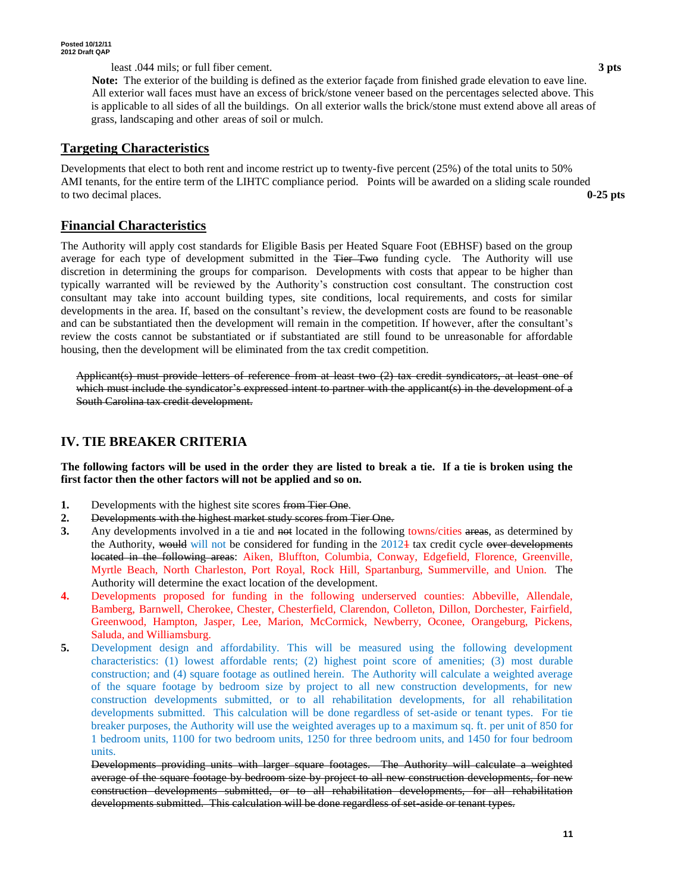least .044 mils; or full fiber cement. **3 pts**

**Note:** The exterior of the building is defined as the exterior façade from finished grade elevation to eave line. All exterior wall faces must have an excess of brick/stone veneer based on the percentages selected above. This is applicable to all sides of all the buildings. On all exterior walls the brick/stone must extend above all areas of grass, landscaping and other areas of soil or mulch.

## Targeting Characteristics

Developments that elect to both rent and income restrict up to twenty-five percent (25%) of the total units to 50% AMI tenants, for the entire term of the LIHTC compliance period. Points will be awarded on a sliding scale rounded to two decimal places. **0-25 pts**

## Financial Characteristics

The Authority will apply cost standards for Eligible Basis per Heated Square Foot (EBHSF) based on the group average for each type of development submitted in the ~~Tier Two~~ funding cycle. The Authority will use discretion in determining the groups for comparison. Developments with costs that appear to be higher than typically warranted will be reviewed by the Authority's construction cost consultant. The construction cost consultant may take into account building types, site conditions, local requirements, and costs for similar developments in the area. If, based on the consultant's review, the development costs are found to be reasonable and can be substantiated then the development will remain in the competition. If however, after the consultant's review the costs cannot be substantiated or if substantiated are still found to be unreasonable for affordable housing, then the development will be eliminated from the tax credit competition.

~~Applicant(s) must provide letters of reference from at least two (2) tax credit syndicators, at least one of which must include the syndicator's expressed intent to partner with the applicant(s) in the development of a South Carolina tax credit development.~~

## IV. TIE BREAKER CRITERIA

**The following factors will be used in the order they are listed to break a tie. If a tie is broken using the first factor then the other factors will not be applied and so on.**

1. Developments with the highest site scores ~~from Tier One~~.
2. ~~Developments with the highest market study scores from Tier One.~~
3. Any developments involved in a tie and ~~not~~ located in the following towns/cities ~~areas~~, as determined by the Authority, ~~would~~ will not be considered for funding in the 2012~~1~~ tax credit cycle ~~over developments located in the following areas~~: Aiken, Bluffton, Columbia, Conway, Edgefield, Florence, Greenville, Myrtle Beach, North Charleston, Port Royal, Rock Hill, Spartanburg, Summerville, and Union. The Authority will determine the exact location of the development.
4. Developments proposed for funding in the following underserved counties: Abbeville, Allendale, Bamberg, Barnwell, Cherokee, Chester, Chesterfield, Clarendon, Colleton, Dillon, Dorchester, Fairfield, Greenwood, Hampton, Jasper, Lee, Marion, McCormick, Newberry, Oconee, Orangeburg, Pickens, Saluda, and Williamsburg.
5. Development design and affordability. This will be measured using the following development characteristics: (1) lowest affordable rents; (2) highest point score of amenities; (3) most durable construction; and (4) square footage as outlined herein. The Authority will calculate a weighted average of the square footage by bedroom size by project to all new construction developments, for new construction developments submitted, or to all rehabilitation developments, for all rehabilitation developments submitted. This calculation will be done regardless of set-aside or tenant types. For tie breaker purposes, the Authority will use the weighted averages up to a maximum sq. ft. per unit of 850 for 1 bedroom units, 1100 for two bedroom units, 1250 for three bedroom units, and 1450 for four bedroom units.

   ~~Developments providing units with larger square footages. The Authority will calculate a weighted average of the square footage by bedroom size by project to all new construction developments, for new construction developments submitted, or to all rehabilitation developments, for all rehabilitation developments submitted. This calculation will be done regardless of set-aside or tenant types.~~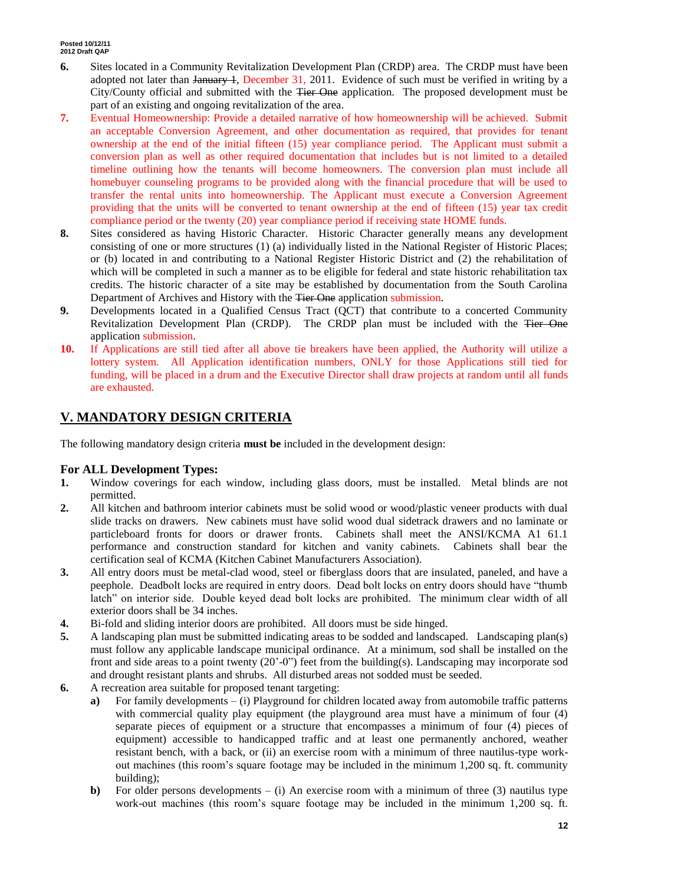6. Sites located in a Community Revitalization Development Plan (CRDP) area. The CRDP must have been adopted not later than ~~January 1~~, December 31, 2011. Evidence of such must be verified in writing by a City/County official and submitted with the ~~Tier One~~ application. The proposed development must be part of an existing and ongoing revitalization of the area.
7. Eventual Homeownership: Provide a detailed narrative of how homeownership will be achieved. Submit an acceptable Conversion Agreement, and other documentation as required, that provides for tenant ownership at the end of the initial fifteen (15) year compliance period. The Applicant must submit a conversion plan as well as other required documentation that includes but is not limited to a detailed timeline outlining how the tenants will become homeowners. The conversion plan must include all homebuyer counseling programs to be provided along with the financial procedure that will be used to transfer the rental units into homeownership. The Applicant must execute a Conversion Agreement providing that the units will be converted to tenant ownership at the end of fifteen (15) year tax credit compliance period or the twenty (20) year compliance period if receiving state HOME funds.
8. Sites considered as having Historic Character. Historic Character generally means any development consisting of one or more structures (1) (a) individually listed in the National Register of Historic Places; or (b) located in and contributing to a National Register Historic District and (2) the rehabilitation of which will be completed in such a manner as to be eligible for federal and state historic rehabilitation tax credits. The historic character of a site may be established by documentation from the South Carolina Department of Archives and History with the ~~Tier One~~ application submission.
9. Developments located in a Qualified Census Tract (QCT) that contribute to a concerted Community Revitalization Development Plan (CRDP). The CRDP plan must be included with the ~~Tier One~~ application submission.
10. If Applications are still tied after all above tie breakers have been applied, the Authority will utilize a lottery system. All Application identification numbers, ONLY for those Applications still tied for funding, will be placed in a drum and the Executive Director shall draw projects at random until all funds are exhausted.

## V. MANDATORY DESIGN CRITERIA

The following mandatory design criteria **must be** included in the development design:

### For ALL Development Types:

1. Window coverings for each window, including glass doors, must be installed. Metal blinds are not permitted.
2. All kitchen and bathroom interior cabinets must be solid wood or wood/plastic veneer products with dual slide tracks on drawers. New cabinets must have solid wood dual sidetrack drawers and no laminate or particleboard fronts for doors or drawer fronts. Cabinets shall meet the ANSI/KCMA A1 61.1 performance and construction standard for kitchen and vanity cabinets. Cabinets shall bear the certification seal of KCMA (Kitchen Cabinet Manufacturers Association).
3. All entry doors must be metal-clad wood, steel or fiberglass doors that are insulated, paneled, and have a peephole. Deadbolt locks are required in entry doors. Dead bolt locks on entry doors should have "thumb latch" on interior side. Double keyed dead bolt locks are prohibited. The minimum clear width of all exterior doors shall be 34 inches.
4. Bi-fold and sliding interior doors are prohibited. All doors must be side hinged.
5. A landscaping plan must be submitted indicating areas to be sodded and landscaped. Landscaping plan(s) must follow any applicable landscape municipal ordinance. At a minimum, sod shall be installed on the front and side areas to a point twenty (20'-0") feet from the building(s). Landscaping may incorporate sod and drought resistant plants and shrubs. All disturbed areas not sodded must be seeded.
6. A recreation area suitable for proposed tenant targeting:
   - **a)** For family developments – (i) Playground for children located away from automobile traffic patterns with commercial quality play equipment (the playground area must have a minimum of four (4) separate pieces of equipment or a structure that encompasses a minimum of four (4) pieces of equipment) accessible to handicapped traffic and at least one permanently anchored, weather resistant bench, with a back, or (ii) an exercise room with a minimum of three nautilus-type work-out machines (this room's square footage may be included in the minimum 1,200 sq. ft. community building);
   - **b)** For older persons developments – (i) An exercise room with a minimum of three (3) nautilus type work-out machines (this room's square footage may be included in the minimum 1,200 sq. ft.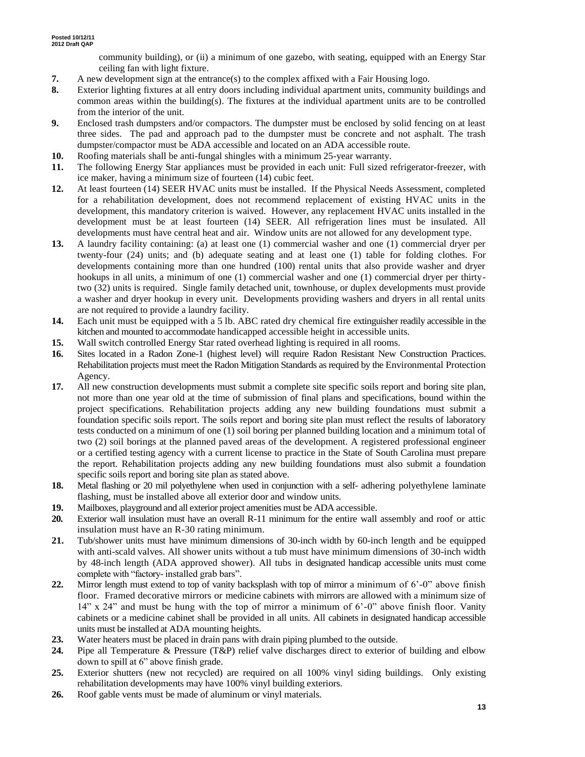community building), or (ii) a minimum of one gazebo, with seating, equipped with an Energy Star ceiling fan with light fixture.

**7.** A new development sign at the entrance(s) to the complex affixed with a Fair Housing logo.

**8.** Exterior lighting fixtures at all entry doors including individual apartment units, community buildings and common areas within the building(s). The fixtures at the individual apartment units are to be controlled from the interior of the unit.

**9.** Enclosed trash dumpsters and/or compactors. The dumpster must be enclosed by solid fencing on at least three sides. The pad and approach pad to the dumpster must be concrete and not asphalt. The trash dumpster/compactor must be ADA accessible and located on an ADA accessible route.

**10.** Roofing materials shall be anti-fungal shingles with a minimum 25-year warranty.

**11.** The following Energy Star appliances must be provided in each unit: Full sized refrigerator-freezer, with ice maker, having a minimum size of fourteen (14) cubic feet.

**12.** At least fourteen (14) SEER HVAC units must be installed. If the Physical Needs Assessment, completed for a rehabilitation development, does not recommend replacement of existing HVAC units in the development, this mandatory criterion is waived. However, any replacement HVAC units installed in the development must be at least fourteen (14) SEER. All refrigeration lines must be insulated. All developments must have central heat and air. Window units are not allowed for any development type.

**13.** A laundry facility containing: (a) at least one (1) commercial washer and one (1) commercial dryer per twenty-four (24) units; and (b) adequate seating and at least one (1) table for folding clothes. For developments containing more than one hundred (100) rental units that also provide washer and dryer hookups in all units, a minimum of one (1) commercial washer and one (1) commercial dryer per thirty-two (32) units is required. Single family detached unit, townhouse, or duplex developments must provide a washer and dryer hookup in every unit. Developments providing washers and dryers in all rental units are not required to provide a laundry facility.

**14.** Each unit must be equipped with a 5 lb. ABC rated dry chemical fire extinguisher readily accessible in the kitchen and mounted to accommodate handicapped accessible height in accessible units.

**15.** Wall switch controlled Energy Star rated overhead lighting is required in all rooms.

**16.** Sites located in a Radon Zone-1 (highest level) will require Radon Resistant New Construction Practices. Rehabilitation projects must meet the Radon Mitigation Standards as required by the Environmental Protection Agency.

**17.** All new construction developments must submit a complete site specific soils report and boring site plan, not more than one year old at the time of submission of final plans and specifications, bound within the project specifications. Rehabilitation projects adding any new building foundations must submit a foundation specific soils report. The soils report and boring site plan must reflect the results of laboratory tests conducted on a minimum of one (1) soil boring per planned building location and a minimum total of two (2) soil borings at the planned paved areas of the development. A registered professional engineer or a certified testing agency with a current license to practice in the State of South Carolina must prepare the report. Rehabilitation projects adding any new building foundations must also submit a foundation specific soils report and boring site plan as stated above.

**18.** Metal flashing or 20 mil polyethylene when used in conjunction with a self- adhering polyethylene laminate flashing, must be installed above all exterior door and window units.

**19.** Mailboxes, playground and all exterior project amenities must be ADA accessible.

**20.** Exterior wall insulation must have an overall R-11 minimum for the entire wall assembly and roof or attic insulation must have an R-30 rating minimum.

**21.** Tub/shower units must have minimum dimensions of 30-inch width by 60-inch length and be equipped with anti-scald valves. All shower units without a tub must have minimum dimensions of 30-inch width by 48-inch length (ADA approved shower). All tubs in designated handicap accessible units must come complete with "factory- installed grab bars".

**22.** Mirror length must extend to top of vanity backsplash with top of mirror a minimum of 6'-0" above finish floor. Framed decorative mirrors or medicine cabinets with mirrors are allowed with a minimum size of 14" x 24" and must be hung with the top of mirror a minimum of 6'-0" above finish floor. Vanity cabinets or a medicine cabinet shall be provided in all units. All cabinets in designated handicap accessible units must be installed at ADA mounting heights.

**23.** Water heaters must be placed in drain pans with drain piping plumbed to the outside.

**24.** Pipe all Temperature & Pressure (T&P) relief valve discharges direct to exterior of building and elbow down to spill at 6" above finish grade.

**25.** Exterior shutters (new not recycled) are required on all 100% vinyl siding buildings. Only existing rehabilitation developments may have 100% vinyl building exteriors.

**26.** Roof gable vents must be made of aluminum or vinyl materials.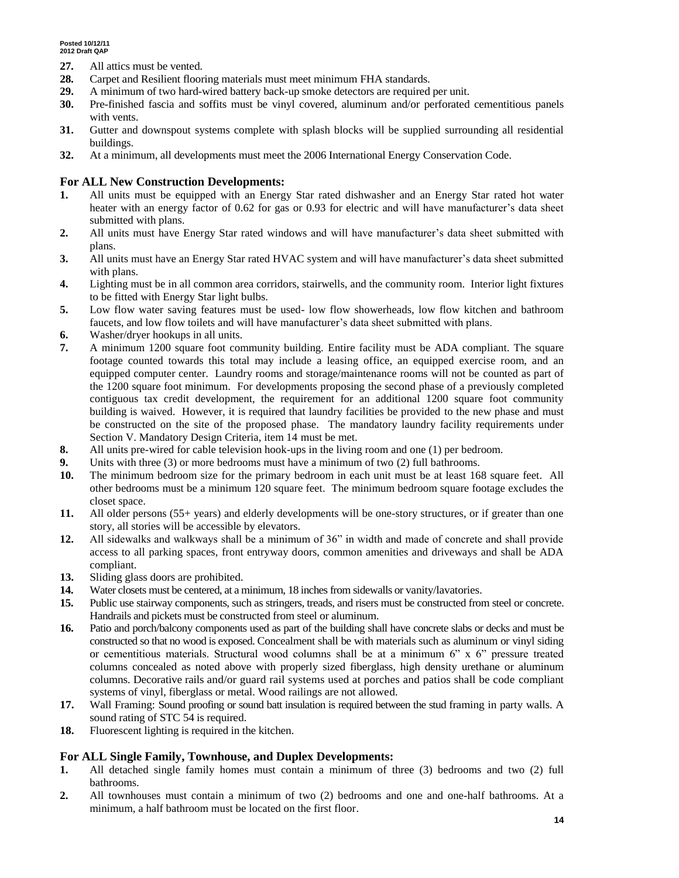27. All attics must be vented.
28. Carpet and Resilient flooring materials must meet minimum FHA standards.
29. A minimum of two hard-wired battery back-up smoke detectors are required per unit.
30. Pre-finished fascia and soffits must be vinyl covered, aluminum and/or perforated cementitious panels with vents.
31. Gutter and downspout systems complete with splash blocks will be supplied surrounding all residential buildings.
32. At a minimum, all developments must meet the 2006 International Energy Conservation Code.

## For ALL New Construction Developments:

1. All units must be equipped with an Energy Star rated dishwasher and an Energy Star rated hot water heater with an energy factor of 0.62 for gas or 0.93 for electric and will have manufacturer's data sheet submitted with plans.
2. All units must have Energy Star rated windows and will have manufacturer's data sheet submitted with plans.
3. All units must have an Energy Star rated HVAC system and will have manufacturer's data sheet submitted with plans.
4. Lighting must be in all common area corridors, stairwells, and the community room. Interior light fixtures to be fitted with Energy Star light bulbs.
5. Low flow water saving features must be used- low flow showerheads, low flow kitchen and bathroom faucets, and low flow toilets and will have manufacturer's data sheet submitted with plans.
6. Washer/dryer hookups in all units.
7. A minimum 1200 square foot community building. Entire facility must be ADA compliant. The square footage counted towards this total may include a leasing office, an equipped exercise room, and an equipped computer center. Laundry rooms and storage/maintenance rooms will not be counted as part of the 1200 square foot minimum. For developments proposing the second phase of a previously completed contiguous tax credit development, the requirement for an additional 1200 square foot community building is waived. However, it is required that laundry facilities be provided to the new phase and must be constructed on the site of the proposed phase. The mandatory laundry facility requirements under Section V. Mandatory Design Criteria, item 14 must be met.
8. All units pre-wired for cable television hook-ups in the living room and one (1) per bedroom.
9. Units with three (3) or more bedrooms must have a minimum of two (2) full bathrooms.
10. The minimum bedroom size for the primary bedroom in each unit must be at least 168 square feet. All other bedrooms must be a minimum 120 square feet. The minimum bedroom square footage excludes the closet space.
11. All older persons (55+ years) and elderly developments will be one-story structures, or if greater than one story, all stories will be accessible by elevators.
12. All sidewalks and walkways shall be a minimum of 36" in width and made of concrete and shall provide access to all parking spaces, front entryway doors, common amenities and driveways and shall be ADA compliant.
13. Sliding glass doors are prohibited.
14. Water closets must be centered, at a minimum, 18 inches from sidewalls or vanity/lavatories.
15. Public use stairway components, such as stringers, treads, and risers must be constructed from steel or concrete. Handrails and pickets must be constructed from steel or aluminum.
16. Patio and porch/balcony components used as part of the building shall have concrete slabs or decks and must be constructed so that no wood is exposed. Concealment shall be with materials such as aluminum or vinyl siding or cementitious materials. Structural wood columns shall be at a minimum 6" x 6" pressure treated columns concealed as noted above with properly sized fiberglass, high density urethane or aluminum columns. Decorative rails and/or guard rail systems used at porches and patios shall be code compliant systems of vinyl, fiberglass or metal. Wood railings are not allowed.
17. Wall Framing: Sound proofing or sound batt insulation is required between the stud framing in party walls. A sound rating of STC 54 is required.
18. Fluorescent lighting is required in the kitchen.

## For ALL Single Family, Townhouse, and Duplex Developments:

1. All detached single family homes must contain a minimum of three (3) bedrooms and two (2) full bathrooms.
2. All townhouses must contain a minimum of two (2) bedrooms and one and one-half bathrooms. At a minimum, a half bathroom must be located on the first floor.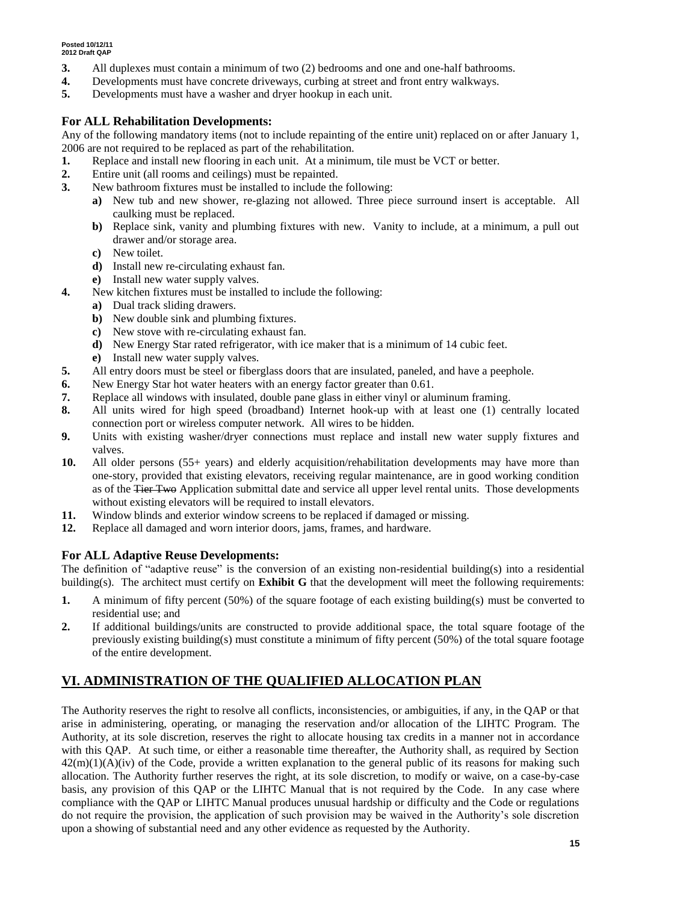3. All duplexes must contain a minimum of two (2) bedrooms and one and one-half bathrooms.
4. Developments must have concrete driveways, curbing at street and front entry walkways.
5. Developments must have a washer and dryer hookup in each unit.

### For ALL Rehabilitation Developments:

Any of the following mandatory items (not to include repainting of the entire unit) replaced on or after January 1, 2006 are not required to be replaced as part of the rehabilitation.

1. Replace and install new flooring in each unit. At a minimum, tile must be VCT or better.
2. Entire unit (all rooms and ceilings) must be repainted.
3. New bathroom fixtures must be installed to include the following:
   - **a)** New tub and new shower, re-glazing not allowed. Three piece surround insert is acceptable. All caulking must be replaced.
   - **b)** Replace sink, vanity and plumbing fixtures with new. Vanity to include, at a minimum, a pull out drawer and/or storage area.
   - **c)** New toilet.
   - **d)** Install new re-circulating exhaust fan.
   - **e)** Install new water supply valves.
4. New kitchen fixtures must be installed to include the following:
   - **a)** Dual track sliding drawers.
   - **b)** New double sink and plumbing fixtures.
   - **c)** New stove with re-circulating exhaust fan.
   - **d)** New Energy Star rated refrigerator, with ice maker that is a minimum of 14 cubic feet.
   - **e)** Install new water supply valves.
5. All entry doors must be steel or fiberglass doors that are insulated, paneled, and have a peephole.
6. New Energy Star hot water heaters with an energy factor greater than 0.61.
7. Replace all windows with insulated, double pane glass in either vinyl or aluminum framing.
8. All units wired for high speed (broadband) Internet hook-up with at least one (1) centrally located connection port or wireless computer network. All wires to be hidden.
9. Units with existing washer/dryer connections must replace and install new water supply fixtures and valves.
10. All older persons (55+ years) and elderly acquisition/rehabilitation developments may have more than one-story, provided that existing elevators, receiving regular maintenance, are in good working condition as of the ~~Tier Two~~ Application submittal date and service all upper level rental units. Those developments without existing elevators will be required to install elevators.
11. Window blinds and exterior window screens to be replaced if damaged or missing.
12. Replace all damaged and worn interior doors, jams, frames, and hardware.

### For ALL Adaptive Reuse Developments:

The definition of "adaptive reuse" is the conversion of an existing non-residential building(s) into a residential building(s). The architect must certify on **Exhibit G** that the development will meet the following requirements:

1. A minimum of fifty percent (50%) of the square footage of each existing building(s) must be converted to residential use; and
2. If additional buildings/units are constructed to provide additional space, the total square footage of the previously existing building(s) must constitute a minimum of fifty percent (50%) of the total square footage of the entire development.

## VI. ADMINISTRATION OF THE QUALIFIED ALLOCATION PLAN

The Authority reserves the right to resolve all conflicts, inconsistencies, or ambiguities, if any, in the QAP or that arise in administering, operating, or managing the reservation and/or allocation of the LIHTC Program. The Authority, at its sole discretion, reserves the right to allocate housing tax credits in a manner not in accordance with this QAP. At such time, or either a reasonable time thereafter, the Authority shall, as required by Section 42(m)(1)(A)(iv) of the Code, provide a written explanation to the general public of its reasons for making such allocation. The Authority further reserves the right, at its sole discretion, to modify or waive, on a case-by-case basis, any provision of this QAP or the LIHTC Manual that is not required by the Code. In any case where compliance with the QAP or LIHTC Manual produces unusual hardship or difficulty and the Code or regulations do not require the provision, the application of such provision may be waived in the Authority's sole discretion upon a showing of substantial need and any other evidence as requested by the Authority.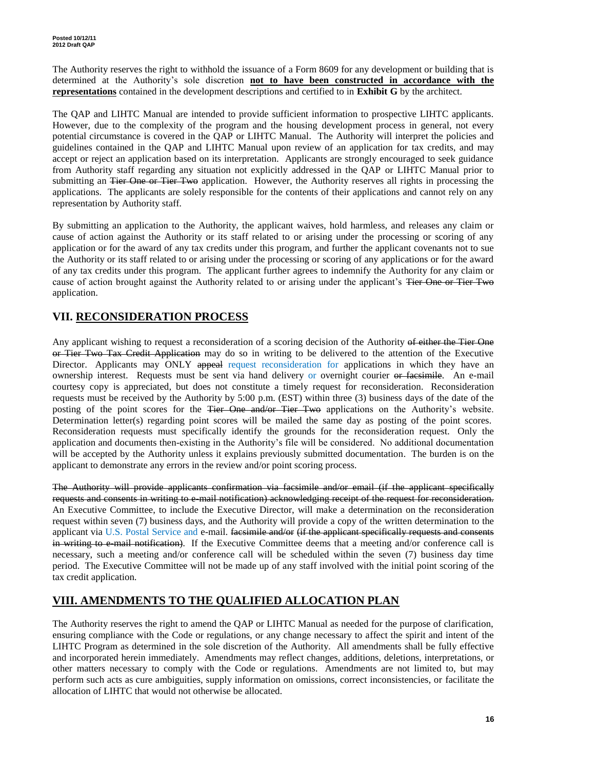The Authority reserves the right to withhold the issuance of a Form 8609 for any development or building that is determined at the Authority's sole discretion **not to have been constructed in accordance with the representations** contained in the development descriptions and certified to in **Exhibit G** by the architect.

The QAP and LIHTC Manual are intended to provide sufficient information to prospective LIHTC applicants. However, due to the complexity of the program and the housing development process in general, not every potential circumstance is covered in the QAP or LIHTC Manual. The Authority will interpret the policies and guidelines contained in the QAP and LIHTC Manual upon review of an application for tax credits, and may accept or reject an application based on its interpretation. Applicants are strongly encouraged to seek guidance from Authority staff regarding any situation not explicitly addressed in the QAP or LIHTC Manual prior to submitting an ~~Tier One or Tier Two~~ application. However, the Authority reserves all rights in processing the applications. The applicants are solely responsible for the contents of their applications and cannot rely on any representation by Authority staff.

By submitting an application to the Authority, the applicant waives, hold harmless, and releases any claim or cause of action against the Authority or its staff related to or arising under the processing or scoring of any application or for the award of any tax credits under this program, and further the applicant covenants not to sue the Authority or its staff related to or arising under the processing or scoring of any applications or for the award of any tax credits under this program. The applicant further agrees to indemnify the Authority for any claim or cause of action brought against the Authority related to or arising under the applicant's ~~Tier One or Tier Two~~ application.

## VII. RECONSIDERATION PROCESS

Any applicant wishing to request a reconsideration of a scoring decision of the Authority ~~of either the Tier One or Tier Two Tax Credit Application~~ may do so in writing to be delivered to the attention of the Executive Director. Applicants may ONLY ~~appeal~~ request reconsideration for applications in which they have an ownership interest. Requests must be sent via hand delivery or overnight courier ~~or facsimile~~. An e-mail courtesy copy is appreciated, but does not constitute a timely request for reconsideration. Reconsideration requests must be received by the Authority by 5:00 p.m. (EST) within three (3) business days of the date of the posting of the point scores for the ~~Tier One and/or Tier Two~~ applications on the Authority's website. Determination letter(s) regarding point scores will be mailed the same day as posting of the point scores. Reconsideration requests must specifically identify the grounds for the reconsideration request. Only the application and documents then-existing in the Authority's file will be considered. No additional documentation will be accepted by the Authority unless it explains previously submitted documentation. The burden is on the applicant to demonstrate any errors in the review and/or point scoring process.

~~The Authority will provide applicants confirmation via facsimile and/or email (if the applicant specifically requests and consents in writing to e-mail notification) acknowledging receipt of the request for reconsideration.~~ An Executive Committee, to include the Executive Director, will make a determination on the reconsideration request within seven (7) business days, and the Authority will provide a copy of the written determination to the applicant via U.S. Postal Service and e-mail. ~~facsimile and/or (if the applicant specifically requests and consents in writing to e-mail notification)~~. If the Executive Committee deems that a meeting and/or conference call is necessary, such a meeting and/or conference call will be scheduled within the seven (7) business day time period. The Executive Committee will not be made up of any staff involved with the initial point scoring of the tax credit application.

## VIII. AMENDMENTS TO THE QUALIFIED ALLOCATION PLAN

The Authority reserves the right to amend the QAP or LIHTC Manual as needed for the purpose of clarification, ensuring compliance with the Code or regulations, or any change necessary to affect the spirit and intent of the LIHTC Program as determined in the sole discretion of the Authority. All amendments shall be fully effective and incorporated herein immediately. Amendments may reflect changes, additions, deletions, interpretations, or other matters necessary to comply with the Code or regulations. Amendments are not limited to, but may perform such acts as cure ambiguities, supply information on omissions, correct inconsistencies, or facilitate the allocation of LIHTC that would not otherwise be allocated.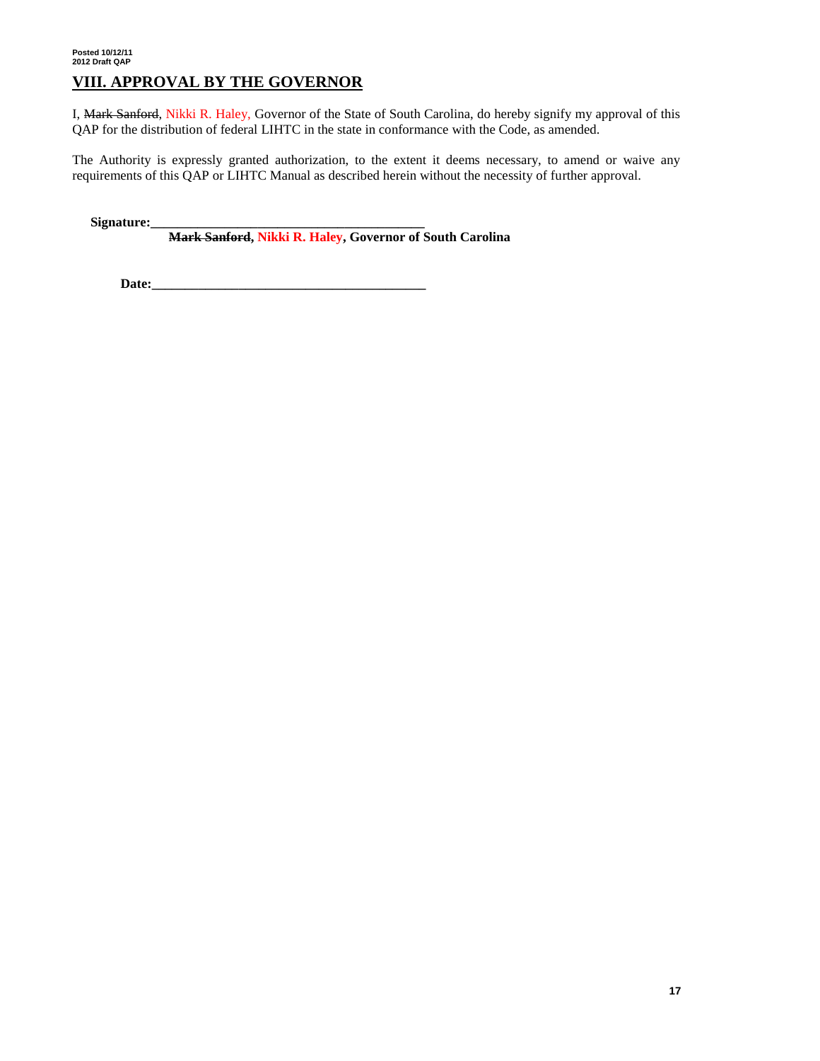## VIII. APPROVAL BY THE GOVERNOR

I, ~~Mark Sanford~~, Nikki R. Haley, Governor of the State of South Carolina, do hereby signify my approval of this QAP for the distribution of federal LIHTC in the state in conformance with the Code, as amended.

The Authority is expressly granted authorization, to the extent it deems necessary, to amend or waive any requirements of this QAP or LIHTC Manual as described herein without the necessity of further approval.

**Signature:________________________________________**

**~~Mark Sanford~~, Nikki R. Haley, Governor of South Carolina**

**Date:_________________________________________**